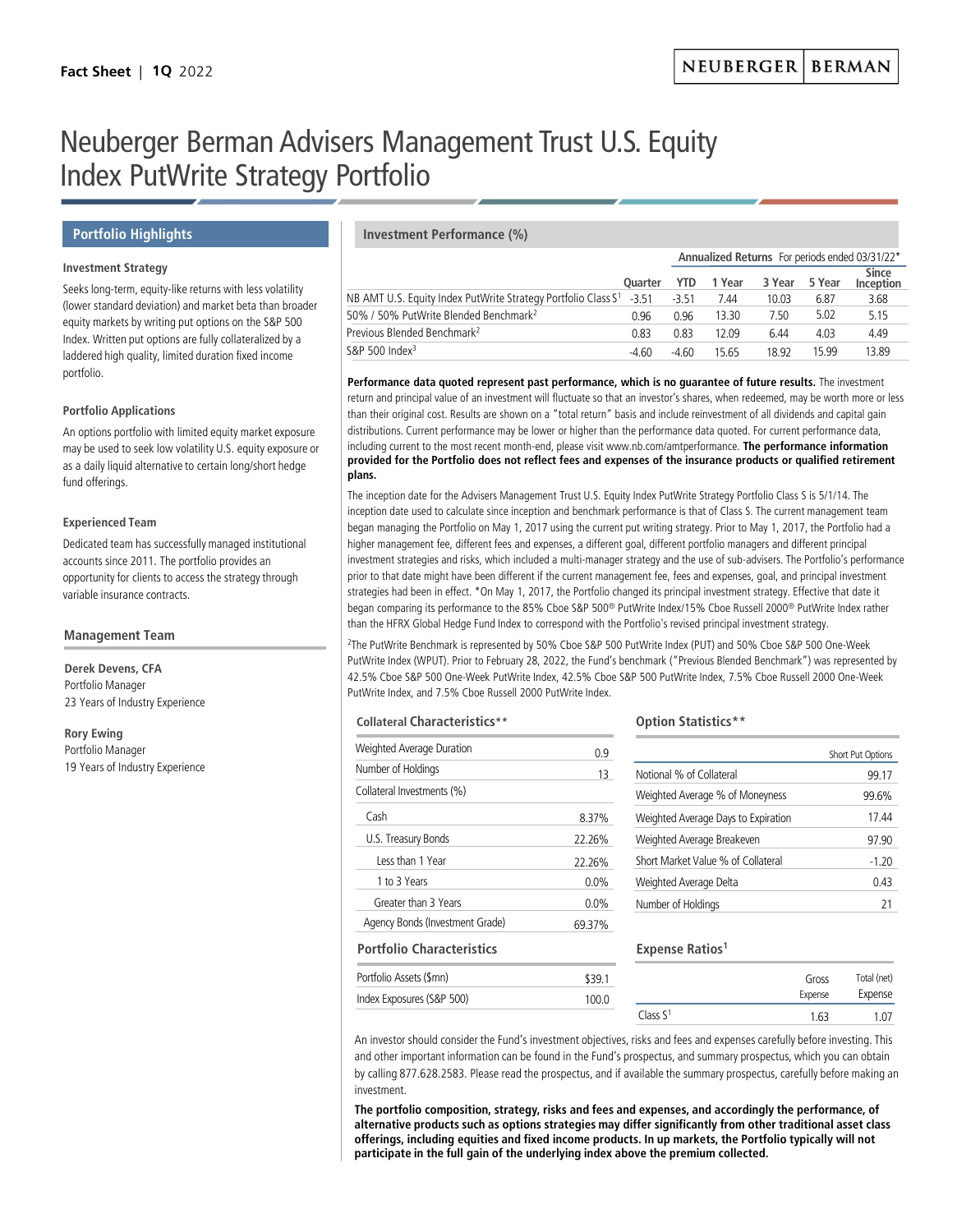Fact Sheet | 1Q 2022

# Neuberger Berman Advisers Management Trust U.S. Equity Index PutWrite Strategy Portfolio

## Portfolio Highlights

### Investment Strategy

Seeks long-term, equity-like returns with less volatility (lower standard deviation) and market beta than broader equity markets by writing put options on the S&P 500 Index. Written put options are fully collateralized by a laddered high quality, limited duration fixed income portfolio.

### Portfolio Applications

An options portfolio with limited equity market exposure may be used to seek low volatility U.S. equity exposure or as a daily liquid alternative to certain long/short hedge fund offerings.

### Experienced Team

Dedicated team has successfully managed institutional accounts since 2011. The portfolio provides an opportunity for clients to access the strategy through variable insurance contracts.

## Management Team

**Derek Devens, CFA**
Portfolio Manager
23 Years of Industry Experience

**Rory Ewing**
Portfolio Manager
19 Years of Industry Experience

## Investment Performance (%)

| | | Annualized Returns For periods ended 03/31/22* | | | | |
|---|---|---|---|---|---|---|
| | Quarter | YTD | 1 Year | 3 Year | 5 Year | Since Inception |
| NB AMT U.S. Equity Index PutWrite Strategy Portfolio Class S[1] | -3.51 | -3.51 | 7.44 | 10.03 | 6.87 | 3.68 |
| 50% / 50% PutWrite Blended Benchmark[2] | 0.96 | 0.96 | 13.30 | 7.50 | 5.02 | 5.15 |
| Previous Blended Benchmark[2] | 0.83 | 0.83 | 12.09 | 6.44 | 4.03 | 4.49 |
| S&P 500 Index[3] | -4.60 | -4.60 | 15.65 | 18.92 | 15.99 | 13.89 |

**Performance data quoted represent past performance, which is no guarantee of future results.** The investment return and principal value of an investment will fluctuate so that an investor's shares, when redeemed, may be worth more or less than their original cost. Results are shown on a "total return" basis and include reinvestment of all dividends and capital gain distributions. Current performance may be lower or higher than the performance data quoted. For current performance data, including current to the most recent month-end, please visit www.nb.com/amtperformance. **The performance information provided for the Portfolio does not reflect fees and expenses of the insurance products or qualified retirement plans.**

The inception date for the Advisers Management Trust U.S. Equity Index PutWrite Strategy Portfolio Class S is 5/1/14. The inception date used to calculate since inception and benchmark performance is that of Class S. The current management team began managing the Portfolio on May 1, 2017 using the current put writing strategy. Prior to May 1, 2017, the Portfolio had a higher management fee, different fees and expenses, a different goal, different portfolio managers and different principal investment strategies and risks, which included a multi-manager strategy and the use of sub-advisers. The Portfolio's performance prior to that date might have been different if the current management fee, fees and expenses, goal, and principal investment strategies had been in effect. *On May 1, 2017, the Portfolio changed its principal investment strategy. Effective that date it began comparing its performance to the 85% Cboe S&P 500® PutWrite Index/15% Cboe Russell 2000® PutWrite Index rather than the HFRX Global Hedge Fund Index to correspond with the Portfolio's revised principal investment strategy.

[2]The PutWrite Benchmark is represented by 50% Cboe S&P 500 PutWrite Index (PUT) and 50% Cboe S&P 500 One-Week PutWrite Index (WPUT). Prior to February 28, 2022, the Fund's benchmark ("Previous Blended Benchmark") was represented by 42.5% Cboe S&P 500 One-Week PutWrite Index, 42.5% Cboe S&P 500 PutWrite Index, 7.5% Cboe Russell 2000 One-Week PutWrite Index, and 7.5% Cboe Russell 2000 PutWrite Index.

### Collateral Characteristics**

| | |
|---|---|
| Weighted Average Duration | 0.9 |
| Number of Holdings | 13 |
| Collateral Investments (%) | |
| Cash | 8.37% |
| U.S. Treasury Bonds | 22.26% |
| Less than 1 Year | 22.26% |
| 1 to 3 Years | 0.0% |
| Greater than 3 Years | 0.0% |
| Agency Bonds (Investment Grade) | 69.37% |

### Portfolio Characteristics

| | |
|---|---|
| Portfolio Assets ($mn) | $39.1 |
| Index Exposures (S&P 500) | 100.0 |

### Option Statistics**

| | Short Put Options |
|---|---|
| Notional % of Collateral | 99.17 |
| Weighted Average % of Moneyness | 99.6% |
| Weighted Average Days to Expiration | 17.44 |
| Weighted Average Breakeven | 97.90 |
| Short Market Value % of Collateral | -1.20 |
| Weighted Average Delta | 0.43 |
| Number of Holdings | 21 |

### Expense Ratios[1]

| | Gross Expense | Total (net) Expense |
|---|---|---|
| Class S[1] | 1.63 | 1.07 |

An investor should consider the Fund's investment objectives, risks and fees and expenses carefully before investing. This and other important information can be found in the Fund's prospectus, and summary prospectus, which you can obtain by calling 877.628.2583. Please read the prospectus, and if available the summary prospectus, carefully before making an investment.

**The portfolio composition, strategy, risks and fees and expenses, and accordingly the performance, of alternative products such as options strategies may differ significantly from other traditional asset class offerings, including equities and fixed income products. In up markets, the Portfolio typically will not participate in the full gain of the underlying index above the premium collected.**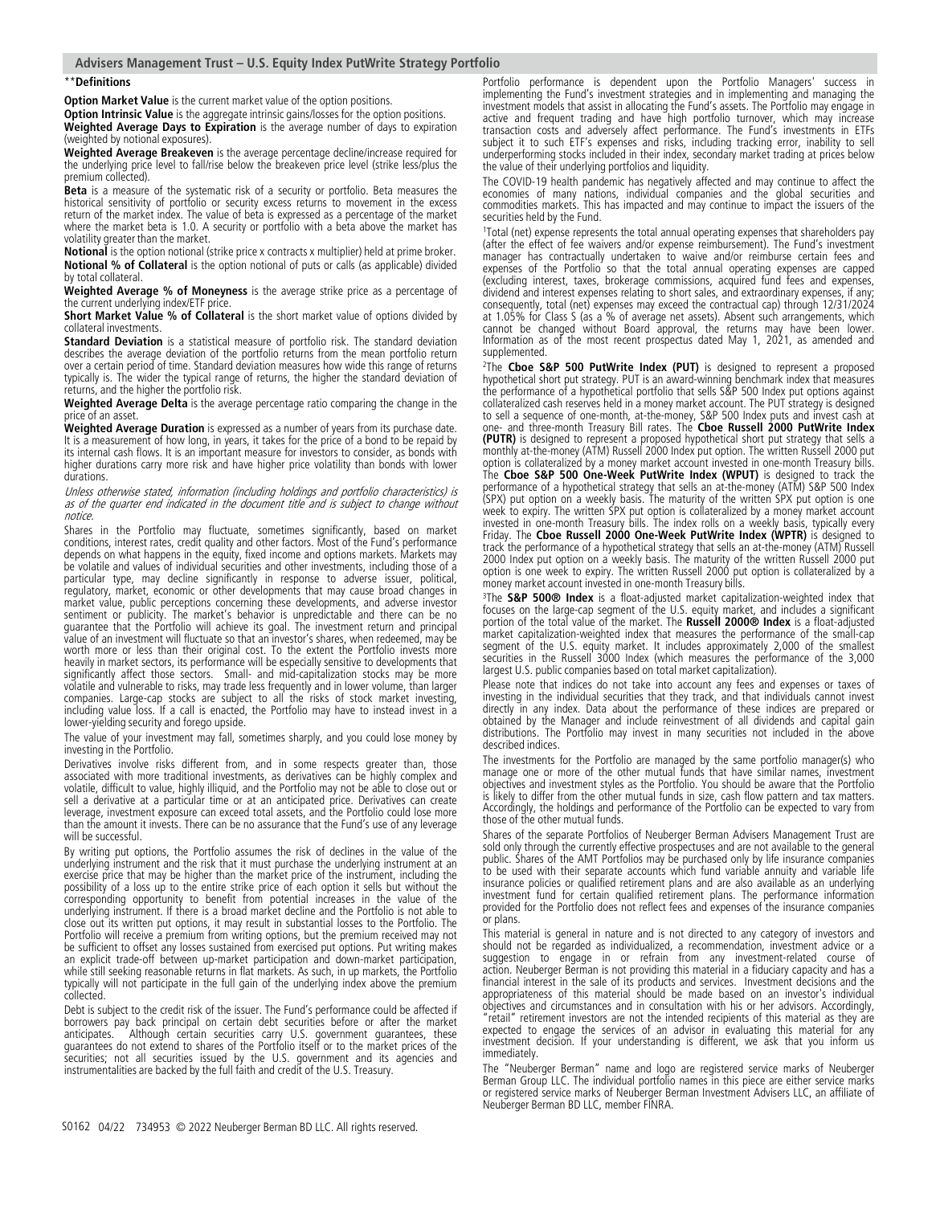## Advisers Management Trust – U.S. Equity Index PutWrite Strategy Portfolio

**\*\*Definitions**

**Option Market Value** is the current market value of the option positions.

**Option Intrinsic Value** is the aggregate intrinsic gains/losses for the option positions.

**Weighted Average Days to Expiration** is the average number of days to expiration (weighted by notional exposures).

**Weighted Average Breakeven** is the average percentage decline/increase required for the underlying price level to fall/rise below the breakeven price level (strike less/plus the premium collected).

**Beta** is a measure of the systematic risk of a security or portfolio. Beta measures the historical sensitivity of portfolio or security excess returns to movement in the excess return of the market index. The value of beta is expressed as a percentage of the market where the market beta is 1.0. A security or portfolio with a beta above the market has volatility greater than the market.

**Notional** is the option notional (strike price x contracts x multiplier) held at prime broker.

**Notional % of Collateral** is the option notional of puts or calls (as applicable) divided by total collateral.

**Weighted Average % of Moneyness** is the average strike price as a percentage of the current underlying index/ETF price.

**Short Market Value % of Collateral** is the short market value of options divided by collateral investments.

**Standard Deviation** is a statistical measure of portfolio risk. The standard deviation describes the average deviation of the portfolio returns from the mean portfolio return over a certain period of time. Standard deviation measures how wide this range of returns typically is. The wider the typical range of returns, the higher the standard deviation of returns, and the higher the portfolio risk.

**Weighted Average Delta** is the average percentage ratio comparing the change in the price of an asset.

**Weighted Average Duration** is expressed as a number of years from its purchase date. It is a measurement of how long, in years, it takes for the price of a bond to be repaid by its internal cash flows. It is an important measure for investors to consider, as bonds with higher durations carry more risk and have higher price volatility than bonds with lower durations.

*Unless otherwise stated, information (including holdings and portfolio characteristics) is as of the quarter end indicated in the document title and is subject to change without notice.*

Shares in the Portfolio may fluctuate, sometimes significantly, based on market conditions, interest rates, credit quality and other factors. Most of the Fund's performance depends on what happens in the equity, fixed income and options markets. Markets may be volatile and values of individual securities and other investments, including those of a particular type, may decline significantly in response to adverse issuer, political, regulatory, market, economic or other developments that may cause broad changes in market value, public perceptions concerning these developments, and adverse investor sentiment or publicity. The market's behavior is unpredictable and there can be no guarantee that the Portfolio will achieve its goal. The investment return and principal value of an investment will fluctuate so that an investor's shares, when redeemed, may be worth more or less than their original cost. To the extent the Portfolio invests more heavily in market sectors, its performance will be especially sensitive to developments that significantly affect those sectors. Small- and mid-capitalization stocks may be more volatile and vulnerable to risks, may trade less frequently and in lower volume, than larger companies. Large-cap stocks are subject to all the risks of stock market investing, including value loss. If a call is enacted, the Portfolio may have to instead invest in a lower-yielding security and forego upside.

The value of your investment may fall, sometimes sharply, and you could lose money by investing in the Portfolio.

Derivatives involve risks different from, and in some respects greater than, those associated with more traditional investments, as derivatives can be highly complex and volatile, difficult to value, highly illiquid, and the Portfolio may not be able to close out or sell a derivative at a particular time or at an anticipated price. Derivatives can create leverage, investment exposure can exceed total assets, and the Portfolio could lose more than the amount it invests. There can be no assurance that the Fund's use of any leverage will be successful.

By writing put options, the Portfolio assumes the risk of declines in the value of the underlying instrument and the risk that it must purchase the underlying instrument at an exercise price that may be higher than the market price of the instrument, including the possibility of a loss up to the entire strike price of each option it sells but without the corresponding opportunity to benefit from potential increases in the value of the underlying instrument. If there is a broad market decline and the Portfolio is not able to close out its written put options, it may result in substantial losses to the Portfolio. The Portfolio will receive a premium from writing options, but the premium received may not be sufficient to offset any losses sustained from exercised put options. Put writing makes an explicit trade-off between up-market participation and down-market participation, while still seeking reasonable returns in flat markets. As such, in up markets, the Portfolio typically will not participate in the full gain of the underlying index above the premium collected.

Debt is subject to the credit risk of the issuer. The Fund's performance could be affected if borrowers pay back principal on certain debt securities before or after the market anticipates. Although certain securities carry U.S. government guarantees, these guarantees do not extend to shares of the Portfolio itself or to the market prices of the securities; not all securities issued by the U.S. government and its agencies and instrumentalities are backed by the full faith and credit of the U.S. Treasury.

Portfolio performance is dependent upon the Portfolio Managers' success in implementing the Fund's investment strategies and in implementing and managing the investment models that assist in allocating the Fund's assets. The Portfolio may engage in active and frequent trading and have high portfolio turnover, which may increase transaction costs and adversely affect performance. The Fund's investments in ETFs subject it to such ETF's expenses and risks, including tracking error, inability to sell underperforming stocks included in their index, secondary market trading at prices below the value of their underlying portfolios and liquidity.

The COVID-19 health pandemic has negatively affected and may continue to affect the economies of many nations, individual companies and the global securities and commodities markets. This has impacted and may continue to impact the issuers of the securities held by the Fund.

[1]Total (net) expense represents the total annual operating expenses that shareholders pay (after the effect of fee waivers and/or expense reimbursement). The Fund's investment manager has contractually undertaken to waive and/or reimburse certain fees and expenses of the Portfolio so that the total annual operating expenses are capped (excluding interest, taxes, brokerage commissions, acquired fund fees and expenses, dividend and interest expenses relating to short sales, and extraordinary expenses, if any; consequently, total (net) expenses may exceed the contractual cap) through 12/31/2024 at 1.05% for Class S (as a % of average net assets). Absent such arrangements, which cannot be changed without Board approval, the returns may have been lower. Information as of the most recent prospectus dated May 1, 2021, as amended and supplemented.

[2]The **Cboe S&P 500 PutWrite Index (PUT)** is designed to represent a proposed hypothetical short put strategy. PUT is an award-winning benchmark index that measures the performance of a hypothetical portfolio that sells S&P 500 Index put options against collateralized cash reserves held in a money market account. The PUT strategy is designed to sell a sequence of one-month, at-the-money, S&P 500 Index puts and invest cash at one- and three-month Treasury Bill rates. The **Cboe Russell 2000 PutWrite Index (PUTR)** is designed to represent a proposed hypothetical short put strategy that sells a monthly at-the-money (ATM) Russell 2000 Index put option. The written Russell 2000 put option is collateralized by a money market account invested in one-month Treasury bills. The **Cboe S&P 500 One-Week PutWrite Index (WPUT)** is designed to track the performance of a hypothetical strategy that sells an at-the-money (ATM) S&P 500 Index (SPX) put option on a weekly basis. The maturity of the written SPX put option is one week to expiry. The written SPX put option is collateralized by a money market account invested in one-month Treasury bills. The index rolls on a weekly basis, typically every Friday. The **Cboe Russell 2000 One-Week PutWrite Index (WPTR)** is designed to track the performance of a hypothetical strategy that sells an at-the-money (ATM) Russell 2000 Index put option on a weekly basis. The maturity of the written Russell 2000 put option is one week to expiry. The written Russell 2000 put option is collateralized by a money market account invested in one-month Treasury bills.

[3]The **S&P 500® Index** is a float-adjusted market capitalization-weighted index that focuses on the large-cap segment of the U.S. equity market, and includes a significant portion of the total value of the market. The **Russell 2000® Index** is a float-adjusted market capitalization-weighted index that measures the performance of the small-cap segment of the U.S. equity market. It includes approximately 2,000 of the smallest securities in the Russell 3000 Index (which measures the performance of the 3,000 largest U.S. public companies based on total market capitalization).

Please note that indices do not take into account any fees and expenses or taxes of investing in the individual securities that they track, and that individuals cannot invest directly in any index. Data about the performance of these indices are prepared or obtained by the Manager and include reinvestment of all dividends and capital gain distributions. The Portfolio may invest in many securities not included in the above described indices.

The investments for the Portfolio are managed by the same portfolio manager(s) who manage one or more of the other mutual funds that have similar names, investment objectives and investment styles as the Portfolio. You should be aware that the Portfolio is likely to differ from the other mutual funds in size, cash flow pattern and tax matters. Accordingly, the holdings and performance of the Portfolio can be expected to vary from those of the other mutual funds.

Shares of the separate Portfolios of Neuberger Berman Advisers Management Trust are sold only through the currently effective prospectuses and are not available to the general public. Shares of the AMT Portfolios may be purchased only by life insurance companies to be used with their separate accounts which fund variable annuity and variable life insurance policies or qualified retirement plans and are also available as an underlying investment fund for certain qualified retirement plans. The performance information provided for the Portfolio does not reflect fees and expenses of the insurance companies or plans.

This material is general in nature and is not directed to any category of investors and should not be regarded as individualized, a recommendation, investment advice or a suggestion to engage in or refrain from any investment-related course of action. Neuberger Berman is not providing this material in a fiduciary capacity and has a financial interest in the sale of its products and services. Investment decisions and the appropriateness of this material should be made based on an investor's individual objectives and circumstances and in consultation with his or her advisors. Accordingly, "retail" retirement investors are not the intended recipients of this material as they are expected to engage the services of an advisor in evaluating this material for any investment decision. If your understanding is different, we ask that you inform us immediately.

The "Neuberger Berman" name and logo are registered service marks of Neuberger Berman Group LLC. The individual portfolio names in this piece are either service marks or registered service marks of Neuberger Berman Investment Advisers LLC, an affiliate of Neuberger Berman BD LLC, member FINRA.

S0162 04/22 734953 © 2022 Neuberger Berman BD LLC. All rights reserved.